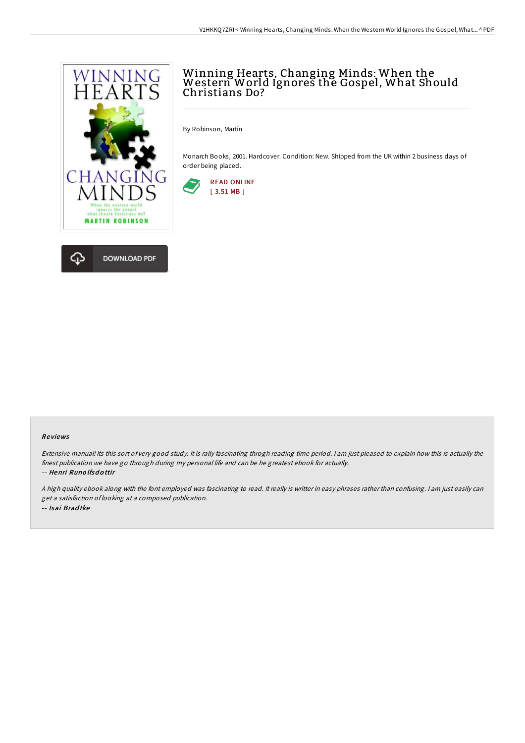# Winning Hearts, Changing Minds: When the Western World Ignores the Gospel, What Should Christians Do?

By Robinson, Martin

Monarch Books, 2001. Hardcover. Condition: New. Shipped from the UK within 2 business days of order being placed.

READ ONLINE
[ 3.51 MB ]

DOWNLOAD PDF

### Reviews

*Extensive manual! Its this sort of very good study. It is rally fascinating throgh reading time period. I am just pleased to explain how this is actually the finest publication we have go through during my personal life and can be he greatest ebook for actually.*

*-- Henri Runolfsdottir*

*A high quality ebook along with the font employed was fascinating to read. It really is writter in easy phrases rather than confusing. I am just easily can get a satisfaction of looking at a composed publication.*

*-- Isai Bradtke*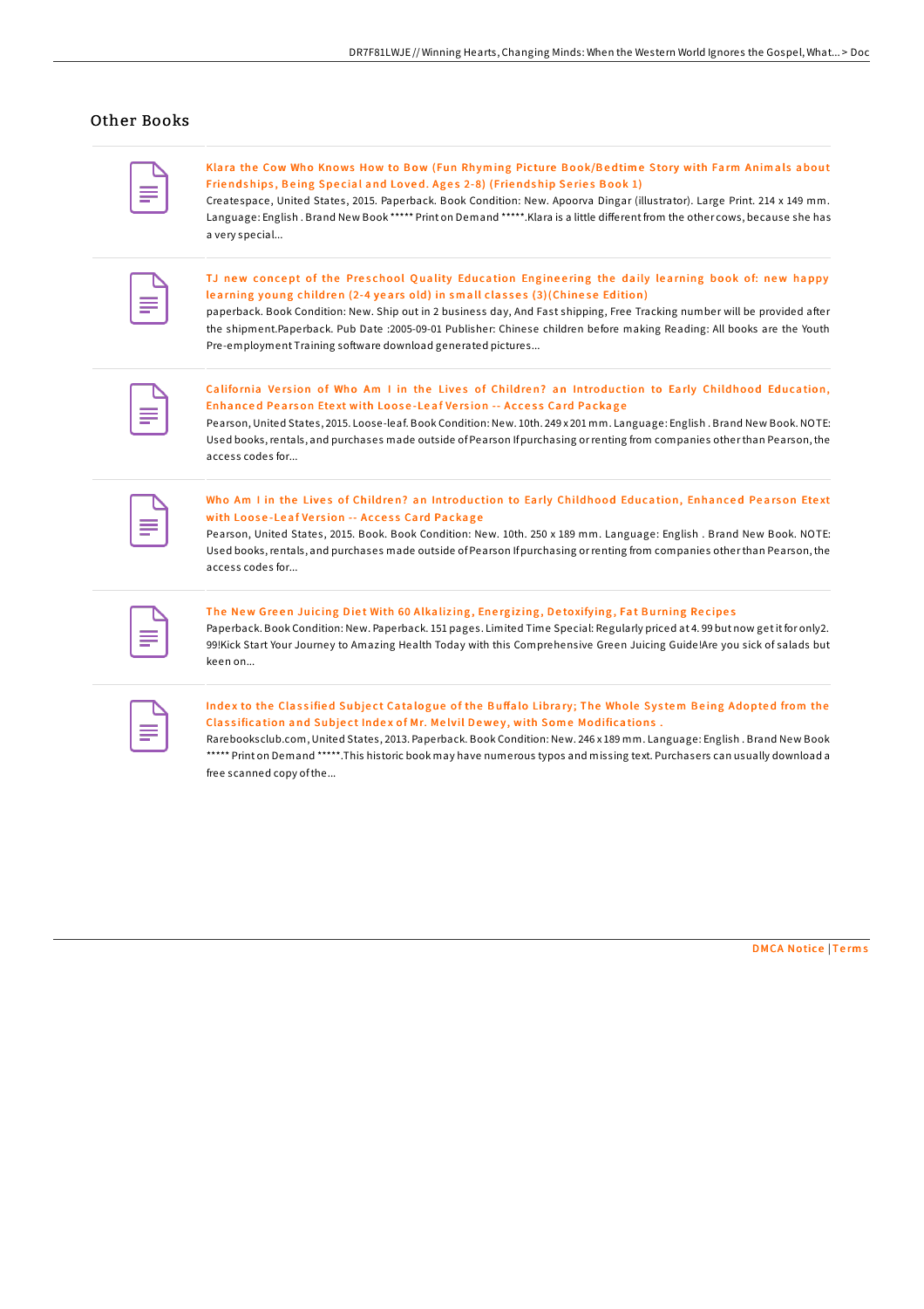## Other Books

**Klara the Cow Who Knows How to Bow (Fun Rhyming Picture Book/Bedtime Story with Farm Animals about Friendships, Being Special and Loved. Ages 2-8) (Friendship Series Book 1)**

Createspace, United States, 2015. Paperback. Book Condition: New. Apoorva Dingar (illustrator). Large Print. 214 x 149 mm. Language: English . Brand New Book ***** Print on Demand *****.Klara is a little different from the other cows, because she has a very special...

**TJ new concept of the Preschool Quality Education Engineering the daily learning book of: new happy learning young children (2-4 years old) in small classes (3)(Chinese Edition)**

paperback. Book Condition: New. Ship out in 2 business day, And Fast shipping, Free Tracking number will be provided after the shipment.Paperback. Pub Date :2005-09-01 Publisher: Chinese children before making Reading: All books are the Youth Pre-employment Training software download generated pictures...

**California Version of Who Am I in the Lives of Children? an Introduction to Early Childhood Education, Enhanced Pearson Etext with Loose-Leaf Version -- Access Card Package**

Pearson, United States, 2015. Loose-leaf. Book Condition: New. 10th. 249 x 201 mm. Language: English . Brand New Book. NOTE: Used books, rentals, and purchases made outside of Pearson If purchasing or renting from companies other than Pearson, the access codes for...

**Who Am I in the Lives of Children? an Introduction to Early Childhood Education, Enhanced Pearson Etext with Loose-Leaf Version -- Access Card Package**

Pearson, United States, 2015. Book. Book Condition: New. 10th. 250 x 189 mm. Language: English . Brand New Book. NOTE: Used books, rentals, and purchases made outside of Pearson If purchasing or renting from companies other than Pearson, the access codes for...

**The New Green Juicing Diet With 60 Alkalizing, Energizing, Detoxifying, Fat Burning Recipes**

Paperback. Book Condition: New. Paperback. 151 pages. Limited Time Special: Regularly priced at 4. 99 but now get it for only2. 99!Kick Start Your Journey to Amazing Health Today with this Comprehensive Green Juicing Guide!Are you sick of salads but keen on...

**Index to the Classified Subject Catalogue of the Buffalo Library; The Whole System Being Adopted from the Classification and Subject Index of Mr. Melvil Dewey, with Some Modifications .**

Rarebooksclub.com, United States, 2013. Paperback. Book Condition: New. 246 x 189 mm. Language: English . Brand New Book ***** Print on Demand *****.This historic book may have numerous typos and missing text. Purchasers can usually download a free scanned copy of the...